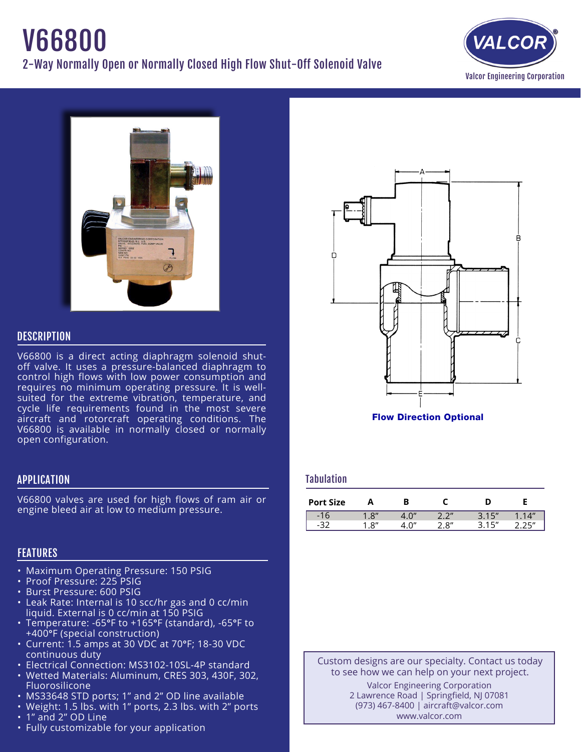# V66800

## 2-Way Normally Open or Normally Closed High Flow Shut-Off Solenoid Valve

Valcor Engineering Corporation

Flow Direction Optional

## DESCRIPTION

V66800 is a direct acting diaphragm solenoid shut-off valve. It uses a pressure-balanced diaphragm to control high flows with low power consumption and requires no minimum operating pressure. It is well-suited for the extreme vibration, temperature, and cycle life requirements found in the most severe aircraft and rotorcraft operating conditions. The V66800 is available in normally closed or normally open configuration.

## APPLICATION

V66800 valves are used for high flows of ram air or engine bleed air at low to medium pressure.

## FEATURES

- Maximum Operating Pressure: 150 PSIG
- Proof Pressure: 225 PSIG
- Burst Pressure: 600 PSIG
- Leak Rate: Internal is 10 scc/hr gas and 0 cc/min liquid. External is 0 cc/min at 150 PSIG
- Temperature: -65°F to +165°F (standard), -65°F to +400°F (special construction)
- Current: 1.5 amps at 30 VDC at 70°F; 18-30 VDC continuous duty
- Electrical Connection: MS3102-10SL-4P standard
- Wetted Materials: Aluminum, CRES 303, 430F, 302, Fluorosilicone
- MS33648 STD ports; 1" and 2" OD line available
- Weight: 1.5 lbs. with 1" ports, 2.3 lbs. with 2" ports
- 1" and 2" OD Line
- Fully customizable for your application

## Tabulation

| Port Size | A | B | C | D | E |
|---|---|---|---|---|---|
| -16 | 1.8" | 4.0" | 2.2" | 3.15" | 1.14" |
| -32 | 1.8" | 4.0" | 2.8" | 3.15" | 2.25" |

Custom designs are our specialty. Contact us today to see how we can help on your next project.

Valcor Engineering Corporation
2 Lawrence Road | Springfield, NJ 07081
(973) 467-8400 | aircraft@valcor.com
www.valcor.com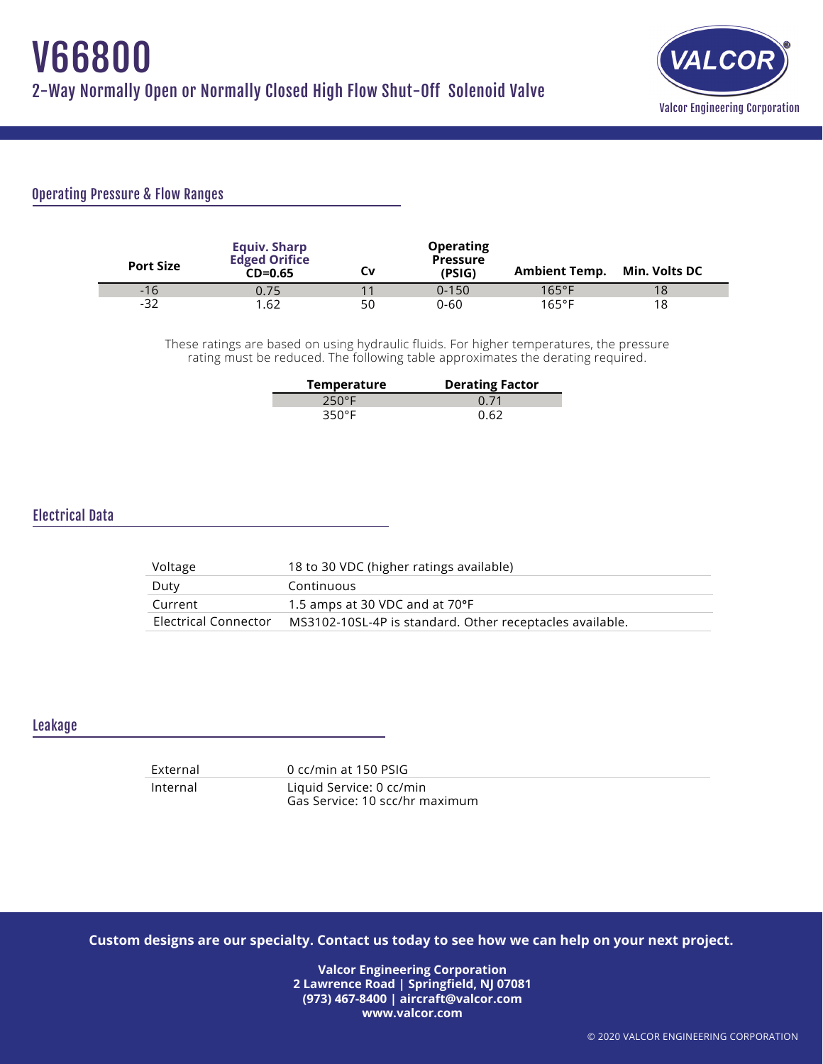# V66800

## 2-Way Normally Open or Normally Closed High Flow Shut-Off Solenoid Valve

Valcor Engineering Corporation

### Operating Pressure & Flow Ranges

| Port Size | Equiv. Sharp Edged Orifice CD=0.65 | Cv | Operating Pressure (PSIG) | Ambient Temp. | Min. Volts DC |
|---|---|---|---|---|---|
| -16 | 0.75 | 11 | 0-150 | 165°F | 18 |
| -32 | 1.62 | 50 | 0-60 | 165°F | 18 |

These ratings are based on using hydraulic fluids. For higher temperatures, the pressure rating must be reduced. The following table approximates the derating required.

| Temperature | Derating Factor |
|---|---|
| 250°F | 0.71 |
| 350°F | 0.62 |

### Electrical Data

| | |
|---|---|
| Voltage | 18 to 30 VDC (higher ratings available) |
| Duty | Continuous |
| Current | 1.5 amps at 30 VDC and at 70°F |
| Electrical Connector | MS3102-10SL-4P is standard. Other receptacles available. |

### Leakage

| | |
|---|---|
| External | 0 cc/min at 150 PSIG |
| Internal | Liquid Service: 0 cc/min<br>Gas Service: 10 scc/hr maximum |

**Custom designs are our specialty. Contact us today to see how we can help on your next project.**

**Valcor Engineering Corporation**
**2 Lawrence Road | Springfield, NJ 07081**
**(973) 467-8400 | aircraft@valcor.com**
**www.valcor.com**

© 2020 VALCOR ENGINEERING CORPORATION